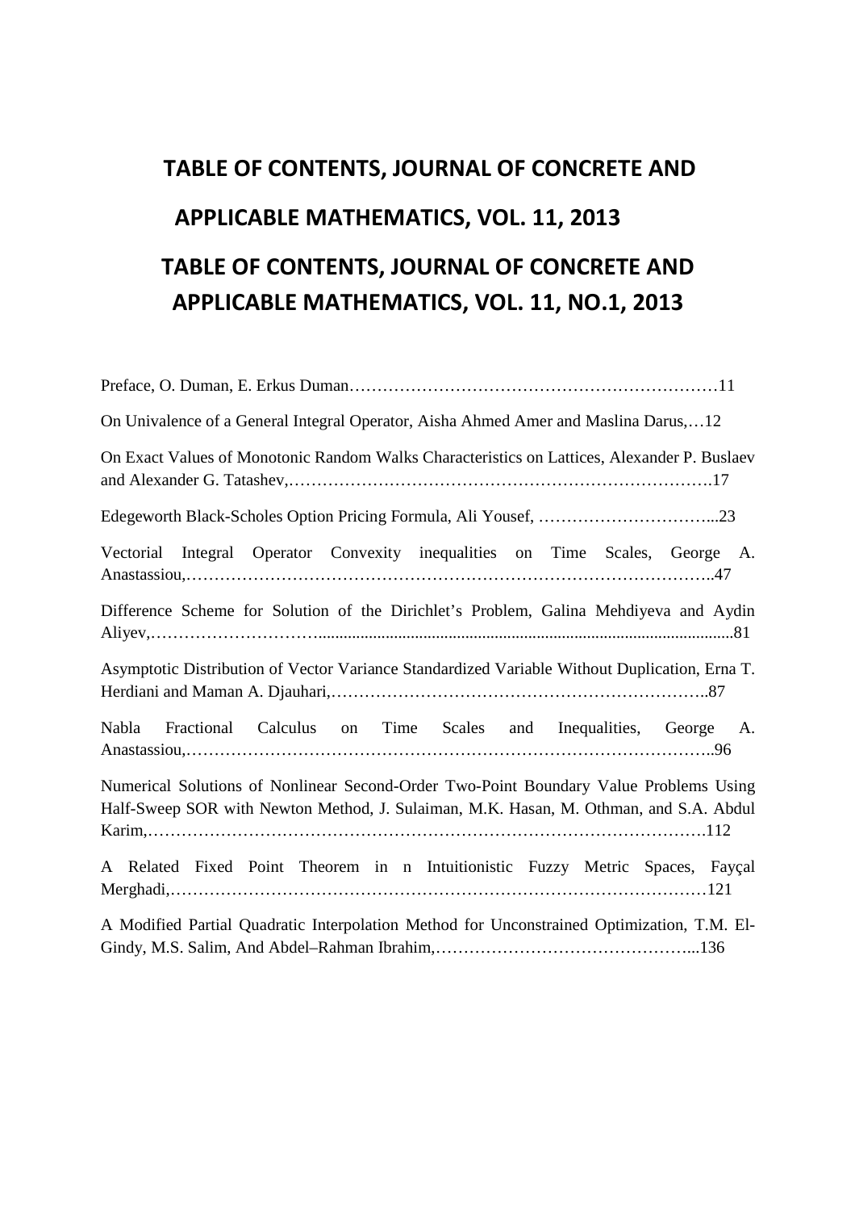# TABLE OF CONTENTS, JOURNAL OF CONCRETE AND APPLICABLE MATHEMATICS, VOL. 11, 2013

# TABLE OF CONTENTS, JOURNAL OF CONCRETE AND APPLICABLE MATHEMATICS, VOL. 11, NO.1, 2013

Preface, O. Duman, E. Erkus Duman…………………………………………………………11

On Univalence of a General Integral Operator, Aisha Ahmed Amer and Maslina Darus,…12

On Exact Values of Monotonic Random Walks Characteristics on Lattices, Alexander P. Buslaev and Alexander G. Tatashev,……………………………………………………………….17

Edegeworth Black-Scholes Option Pricing Formula, Ali Yousef, …………………………...23

Vectorial Integral Operator Convexity inequalities on Time Scales, George A. Anastassiou,………………………………………………………………………………..47

Difference Scheme for Solution of the Dirichlet's Problem, Galina Mehdiyeva and Aydin Aliyev,………………………......................................................................................................81

Asymptotic Distribution of Vector Variance Standardized Variable Without Duplication, Erna T. Herdiani and Maman A. Djauhari,…………………………………………………………..87

Nabla Fractional Calculus on Time Scales and Inequalities, George A. Anastassiou,………………………………………………………………………………..96

Numerical Solutions of Nonlinear Second-Order Two-Point Boundary Value Problems Using Half-Sweep SOR with Newton Method, J. Sulaiman, M.K. Hasan, M. Othman, and S.A. Abdul Karim,…………………………………………………………………………………….112

A Related Fixed Point Theorem in n Intuitionistic Fuzzy Metric Spaces, Fayçal Merghadi,……………………………………………………………………………………121

A Modified Partial Quadratic Interpolation Method for Unconstrained Optimization, T.M. El-Gindy, M.S. Salim, And Abdel–Rahman Ibrahim,………………………………………...136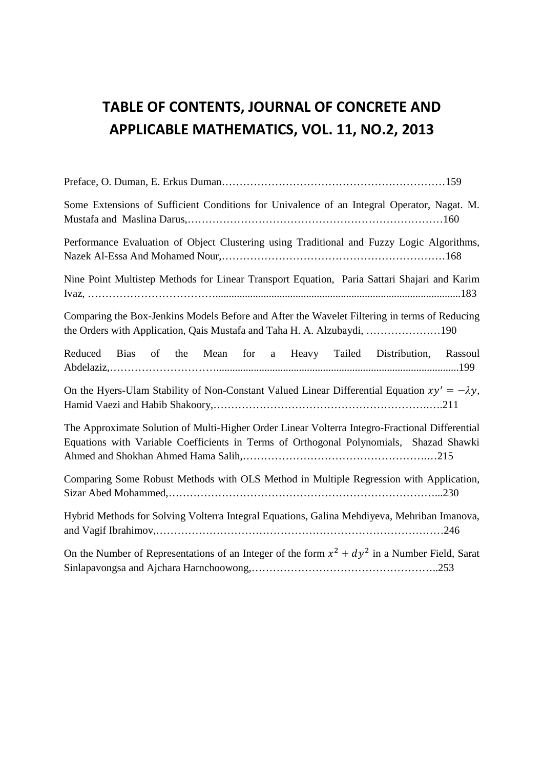# TABLE OF CONTENTS, JOURNAL OF CONCRETE AND APPLICABLE MATHEMATICS, VOL. 11, NO.2, 2013

Preface, O. Duman, E. Erkus Duman……………………………………………………159

Some Extensions of Sufficient Conditions for Univalence of an Integral Operator, Nagat. M. Mustafa and Maslina Darus,………………………………………………………………160

Performance Evaluation of Object Clustering using Traditional and Fuzzy Logic Algorithms, Nazek Al-Essa And Mohamed Nour,……………………………………………………168

Nine Point Multistep Methods for Linear Transport Equation, Paria Sattari Shajari and Karim Ivaz, ……………………………………………………………………………………………183

Comparing the Box-Jenkins Models Before and After the Wavelet Filtering in terms of Reducing the Orders with Application, Qais Mustafa and Taha H. A. Alzubaydi, …………………190

Reduced Bias of the Mean for a Heavy Tailed Distribution, Rassoul Abdelaziz,……………………………………………………………………………………199

On the Hyers-Ulam Stability of Non-Constant Valued Linear Differential Equation $xy' = -\lambda y$, Hamid Vaezi and Habib Shakoory,……………………………………………………..211

The Approximate Solution of Multi-Higher Order Linear Volterra Integro-Fractional Differential Equations with Variable Coefficients in Terms of Orthogonal Polynomials, Shazad Shawki Ahmed and Shokhan Ahmed Hama Salih,…………………………………………….…215

Comparing Some Robust Methods with OLS Method in Multiple Regression with Application, Sizar Abed Mohammed,………………………………………………………………...230

Hybrid Methods for Solving Volterra Integral Equations, Galina Mehdiyeva, Mehriban Imanova, and Vagif Ibrahimov,……………………………………………………………………246

On the Number of Representations of an Integer of the form $x^2 + dy^2$ in a Number Field, Sarat Sinlapavongsa and Ajchara Harnchoowong,……………………………………………..253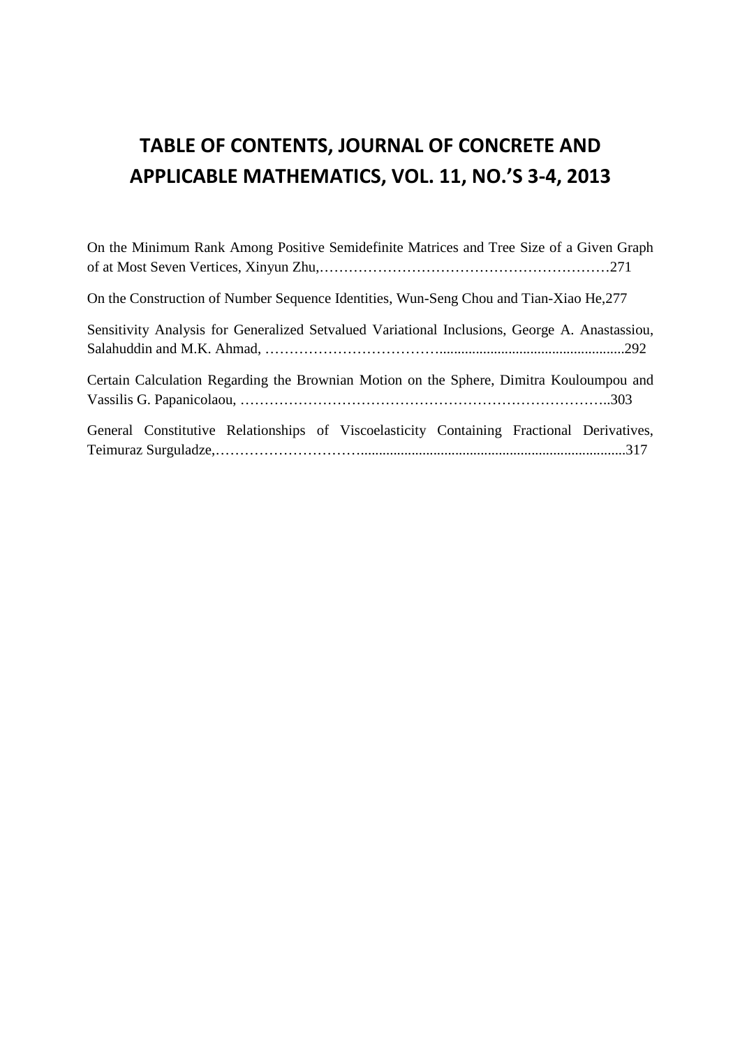# TABLE OF CONTENTS, JOURNAL OF CONCRETE AND APPLICABLE MATHEMATICS, VOL. 11, NO.'S 3-4, 2013

On the Minimum Rank Among Positive Semidefinite Matrices and Tree Size of a Given Graph of at Most Seven Vertices, Xinyun Zhu,……………………………………………………271

On the Construction of Number Sequence Identities, Wun-Seng Chou and Tian-Xiao He,277

Sensitivity Analysis for Generalized Setvalued Variational Inclusions, George A. Anastassiou, Salahuddin and M.K. Ahmad, ……………………………....................................................292

Certain Calculation Regarding the Brownian Motion on the Sphere, Dimitra Kouloumpou and Vassilis G. Papanicolaou, …………………………………………………………………..303

General Constitutive Relationships of Viscoelasticity Containing Fractional Derivatives, Teimuraz Surguladze,………………………..........................................................................317